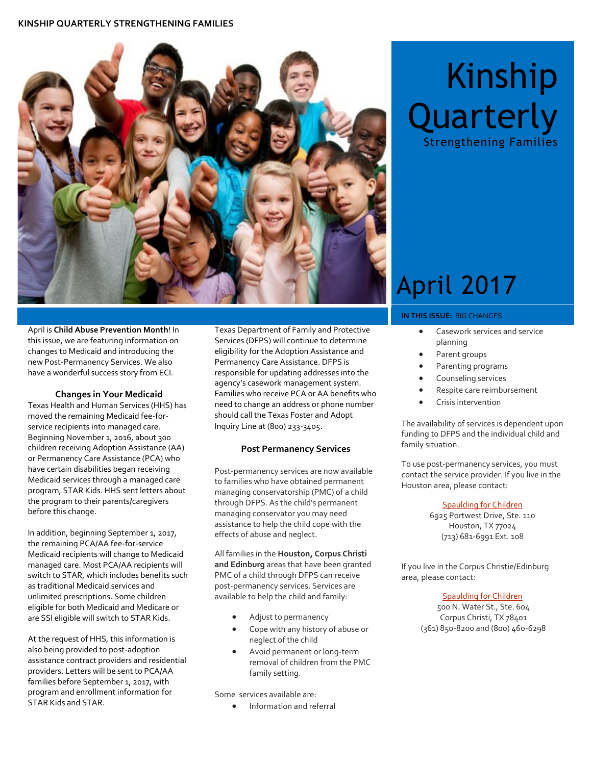# Kinship Quarterly

Strengthening Families

April 2017

**IN THIS ISSUE:** BIG CHANGES

April is **Child Abuse Prevention Month**! In this issue, we are featuring information on changes to Medicaid and introducing the new Post-Permanency Services. We also have a wonderful success story from ECI.

### Changes in Your Medicaid

Texas Health and Human Services (HHS) has moved the remaining Medicaid fee-for-service recipients into managed care. Beginning November 1, 2016, about 300 children receiving Adoption Assistance (AA) or Permanency Care Assistance (PCA) who have certain disabilities began receiving Medicaid services through a managed care program, STAR Kids. HHS sent letters about the program to their parents/caregivers before this change.

In addition, beginning September 1, 2017, the remaining PCA/AA fee-for-service Medicaid recipients will change to Medicaid managed care. Most PCA/AA recipients will switch to STAR, which includes benefits such as traditional Medicaid services and unlimited prescriptions. Some children eligible for both Medicaid and Medicare or are SSI eligible will switch to STAR Kids.

At the request of HHS, this information is also being provided to post-adoption assistance contract providers and residential providers. Letters will be sent to PCA/AA families before September 1, 2017, with program and enrollment information for STAR Kids and STAR.

Texas Department of Family and Protective Services (DFPS) will continue to determine eligibility for the Adoption Assistance and Permanency Care Assistance. DFPS is responsible for updating addresses into the agency's casework management system. Families who receive PCA or AA benefits who need to change an address or phone number should call the Texas Foster and Adopt Inquiry Line at (800) 233-3405.

### Post Permanency Services

Post-permanency services are now available to families who have obtained permanent managing conservatorship (PMC) of a child through DFPS. As the child's permanent managing conservator you may need assistance to help the child cope with the effects of abuse and neglect.

All families in the **Houston, Corpus Christi and Edinburg** areas that have been granted PMC of a child through DFPS can receive post-permanency services. Services are available to help the child and family:

- Adjust to permanency
- Cope with any history of abuse or neglect of the child
- Avoid permanent or long-term removal of children from the PMC family setting.

Some services available are:

- Information and referral
- Casework services and service planning
- Parent groups
- Parenting programs
- Counseling services
- Respite care reimbursement
- Crisis intervention

The availability of services is dependent upon funding to DFPS and the individual child and family situation.

To use post-permanency services, you must contact the service provider. If you live in the Houston area, please contact:

Spaulding for Children
6925 Portwest Drive, Ste. 110
Houston, TX 77024
(713) 681-6991 Ext. 108

If you live in the Corpus Christie/Edinburg area, please contact:

Spaulding for Children
500 N. Water St., Ste. 604
Corpus Christi, TX 78401
(361) 850-8200 and (800) 460-6298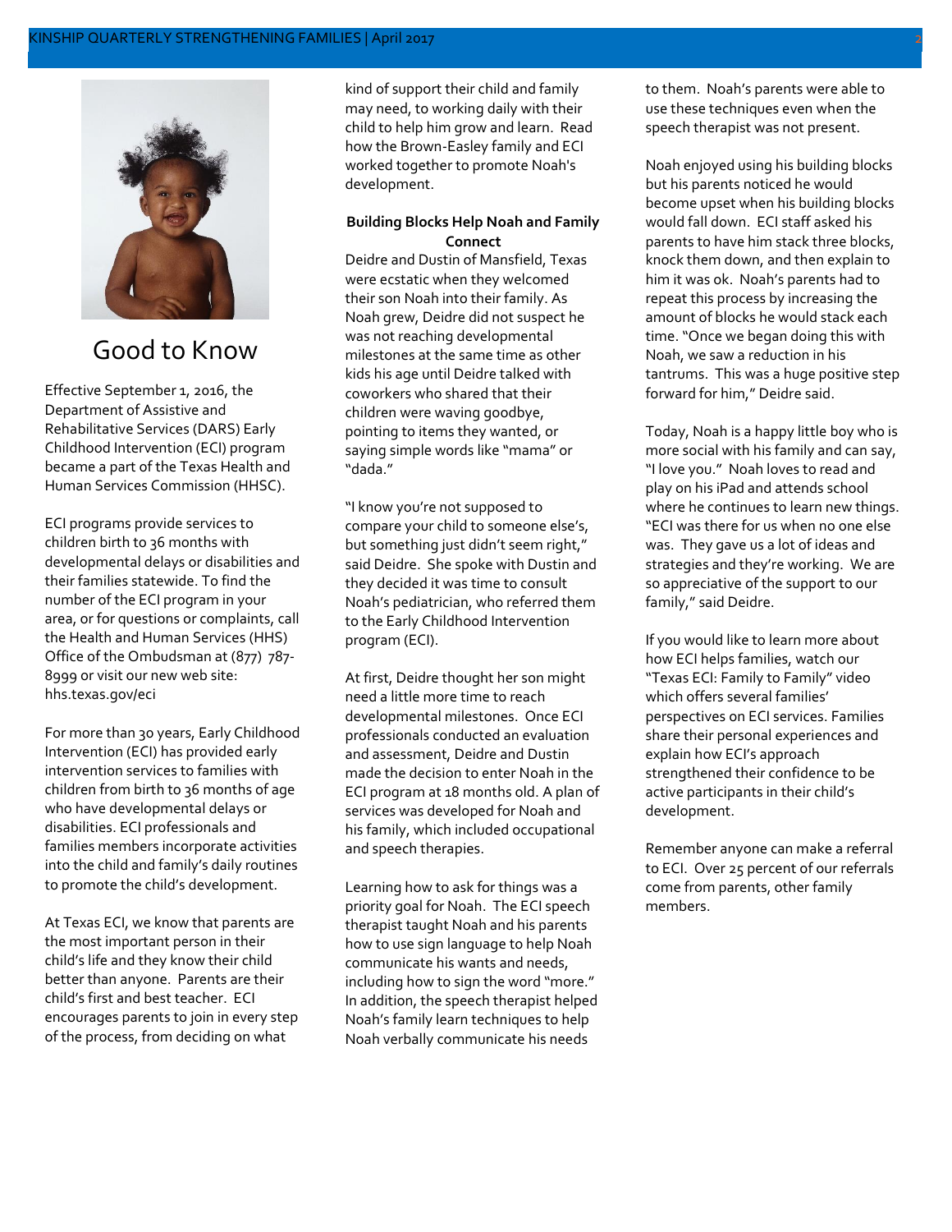## Good to Know

Effective September 1, 2016, the Department of Assistive and Rehabilitative Services (DARS) Early Childhood Intervention (ECI) program became a part of the Texas Health and Human Services Commission (HHSC).

ECI programs provide services to children birth to 36 months with developmental delays or disabilities and their families statewide. To find the number of the ECI program in your area, or for questions or complaints, call the Health and Human Services (HHS) Office of the Ombudsman at (877) 787-8999 or visit our new web site: hhs.texas.gov/eci

For more than 30 years, Early Childhood Intervention (ECI) has provided early intervention services to families with children from birth to 36 months of age who have developmental delays or disabilities. ECI professionals and families members incorporate activities into the child and family's daily routines to promote the child's development.

At Texas ECI, we know that parents are the most important person in their child's life and they know their child better than anyone. Parents are their child's first and best teacher. ECI encourages parents to join in every step of the process, from deciding on what kind of support their child and family may need, to working daily with their child to help him grow and learn. Read how the Brown-Easley family and ECI worked together to promote Noah's development.

**Building Blocks Help Noah and Family Connect**

Deidre and Dustin of Mansfield, Texas were ecstatic when they welcomed their son Noah into their family. As Noah grew, Deidre did not suspect he was not reaching developmental milestones at the same time as other kids his age until Deidre talked with coworkers who shared that their children were waving goodbye, pointing to items they wanted, or saying simple words like "mama" or "dada."

"I know you're not supposed to compare your child to someone else's, but something just didn't seem right," said Deidre. She spoke with Dustin and they decided it was time to consult Noah's pediatrician, who referred them to the Early Childhood Intervention program (ECI).

At first, Deidre thought her son might need a little more time to reach developmental milestones. Once ECI professionals conducted an evaluation and assessment, Deidre and Dustin made the decision to enter Noah in the ECI program at 18 months old. A plan of services was developed for Noah and his family, which included occupational and speech therapies.

Learning how to ask for things was a priority goal for Noah. The ECI speech therapist taught Noah and his parents how to use sign language to help Noah communicate his wants and needs, including how to sign the word "more." In addition, the speech therapist helped Noah's family learn techniques to help Noah verbally communicate his needs to them. Noah's parents were able to use these techniques even when the speech therapist was not present.

Noah enjoyed using his building blocks but his parents noticed he would become upset when his building blocks would fall down. ECI staff asked his parents to have him stack three blocks, knock them down, and then explain to him it was ok. Noah's parents had to repeat this process by increasing the amount of blocks he would stack each time. "Once we began doing this with Noah, we saw a reduction in his tantrums. This was a huge positive step forward for him," Deidre said.

Today, Noah is a happy little boy who is more social with his family and can say, "I love you." Noah loves to read and play on his iPad and attends school where he continues to learn new things. "ECI was there for us when no one else was. They gave us a lot of ideas and strategies and they're working. We are so appreciative of the support to our family," said Deidre.

If you would like to learn more about how ECI helps families, watch our "Texas ECI: Family to Family" video which offers several families' perspectives on ECI services. Families share their personal experiences and explain how ECI's approach strengthened their confidence to be active participants in their child's development.

Remember anyone can make a referral to ECI. Over 25 percent of our referrals come from parents, other family members.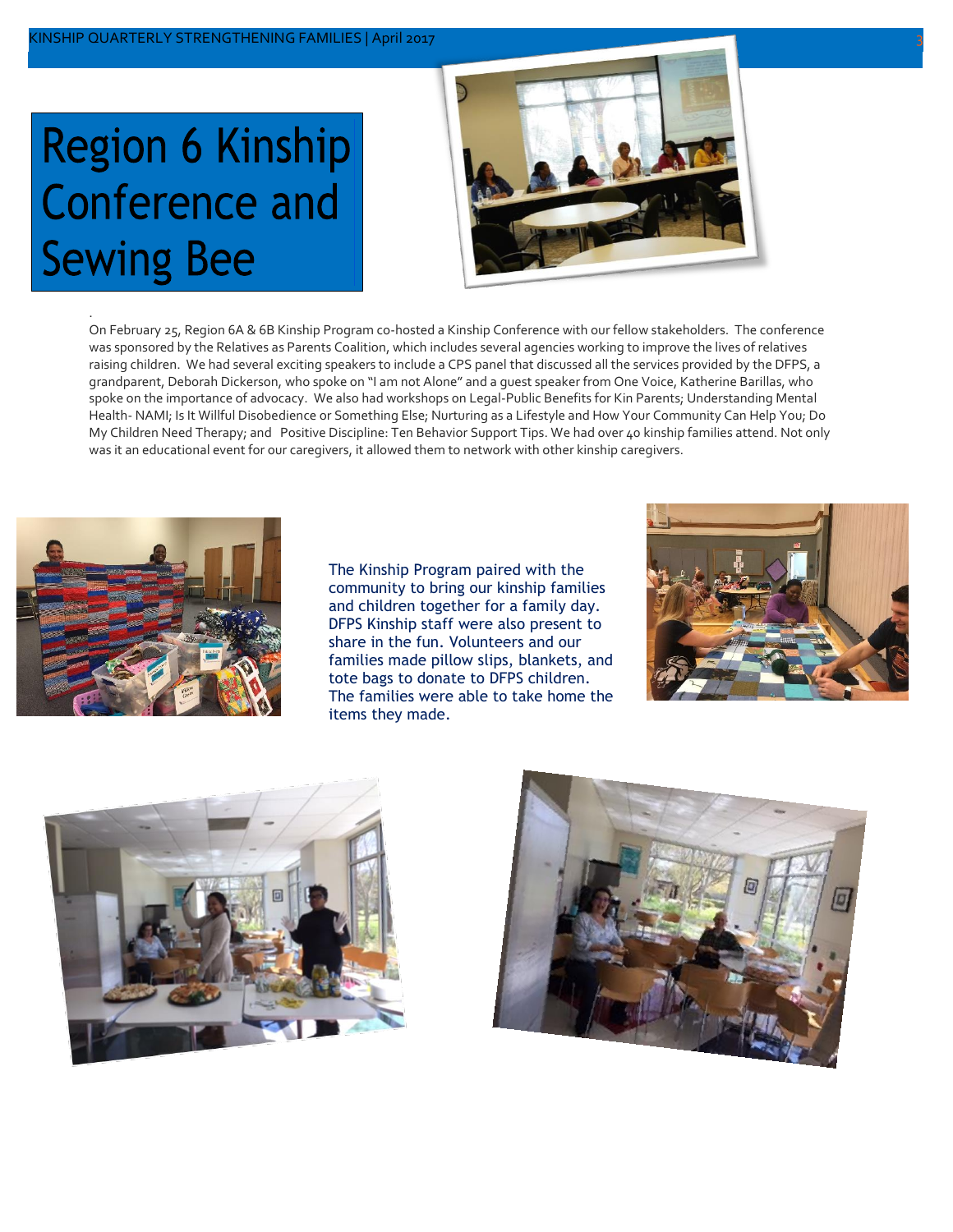# Region 6 Kinship Conference and Sewing Bee

On February 25, Region 6A & 6B Kinship Program co-hosted a Kinship Conference with our fellow stakeholders. The conference was sponsored by the Relatives as Parents Coalition, which includes several agencies working to improve the lives of relatives raising children. We had several exciting speakers to include a CPS panel that discussed all the services provided by the DFPS, a grandparent, Deborah Dickerson, who spoke on "I am not Alone" and a guest speaker from One Voice, Katherine Barillas, who spoke on the importance of advocacy. We also had workshops on Legal-Public Benefits for Kin Parents; Understanding Mental Health- NAMI; Is It Willful Disobedience or Something Else; Nurturing as a Lifestyle and How Your Community Can Help You; Do My Children Need Therapy; and Positive Discipline: Ten Behavior Support Tips. We had over 40 kinship families attend. Not only was it an educational event for our caregivers, it allowed them to network with other kinship caregivers.

The Kinship Program paired with the community to bring our kinship families and children together for a family day. DFPS Kinship staff were also present to share in the fun. Volunteers and our families made pillow slips, blankets, and tote bags to donate to DFPS children. The families were able to take home the items they made.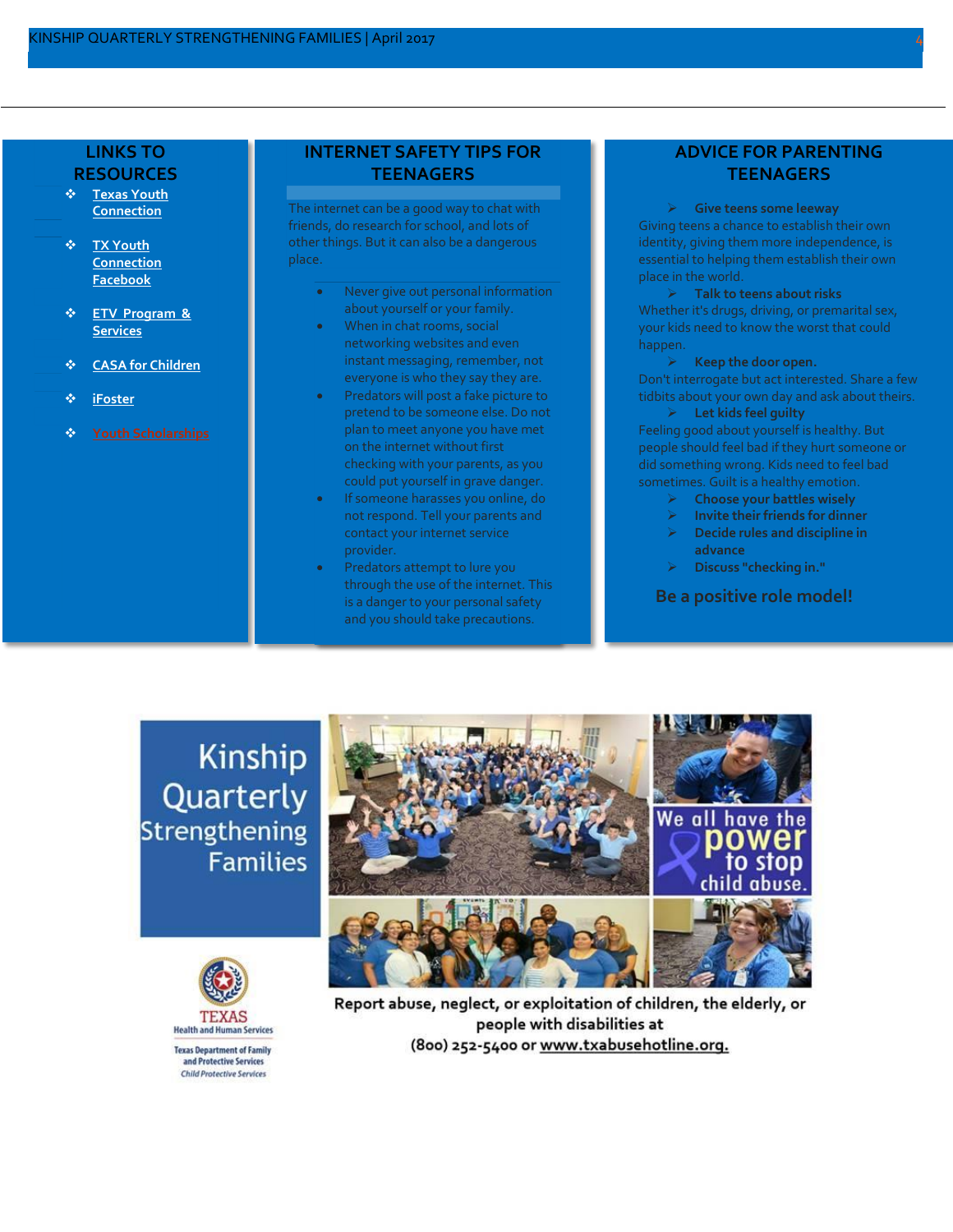## LINKS TO RESOURCES

- Texas Youth Connection
- TX Youth Connection Facebook
- ETV Program & Services
- CASA for Children
- iFoster
- Youth Scholarships

## INTERNET SAFETY TIPS FOR TEENAGERS

The internet can be a good way to chat with friends, do research for school, and lots of other things. But it can also be a dangerous place.

- Never give out personal information about yourself or your family.
- When in chat rooms, social networking websites and even instant messaging, remember, not everyone is who they say they are.
- Predators will post a fake picture to pretend to be someone else. Do not plan to meet anyone you have met on the internet without first checking with your parents, as you could put yourself in grave danger.
- If someone harasses you online, do not respond. Tell your parents and contact your internet service provider.
- Predators attempt to lure you through the use of the internet. This is a danger to your personal safety and you should take precautions.

## ADVICE FOR PARENTING TEENAGERS

- **Give teens some leeway**

Giving teens a chance to establish their own identity, giving them more independence, is essential to helping them establish their own place in the world.

- **Talk to teens about risks**

Whether it's drugs, driving, or premarital sex, your kids need to know the worst that could happen.

- **Keep the door open.**

Don't interrogate but act interested. Share a few tidbits about your own day and ask about theirs.

- **Let kids feel guilty**

Feeling good about yourself is healthy. But people should feel bad if they hurt someone or did something wrong. Kids need to feel bad sometimes. Guilt is a healthy emotion.

- **Choose your battles wisely**
- **Invite their friends for dinner**
- **Decide rules and discipline in advance**
- **Discuss "checking in."**

**Be a positive role model!**

Kinship Quarterly Strengthening Families

We all have the power to stop child abuse.

TEXAS Health and Human Services

Texas Department of Family and Protective Services Child Protective Services

Report abuse, neglect, or exploitation of children, the elderly, or people with disabilities at (800) 252-5400 or www.txabusehotline.org.